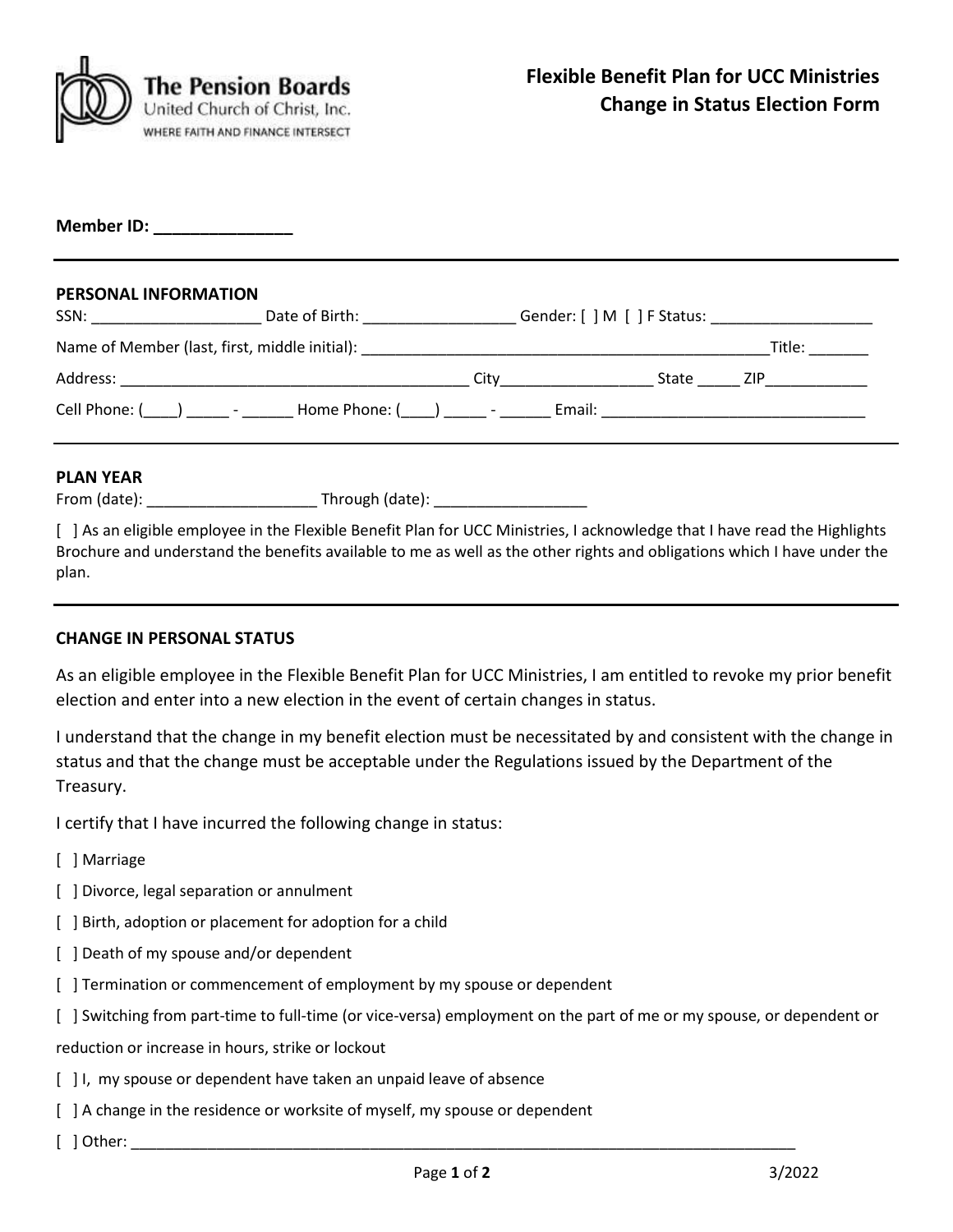The Pension Boards
United Church of Christ, Inc.
WHERE FAITH AND FINANCE INTERSECT

# Flexible Benefit Plan for UCC Ministries
# Change in Status Election Form

**Member ID: _______________**

---

**PERSONAL INFORMATION**

SSN: ____________________ Date of Birth: __________________ Gender: [ ] M [ ] F Status: ___________________

Name of Member (last, first, middle initial): __________________________________________________Title: _______

Address: __________________________________________ City__________________ State _____ ZIP____________

Cell Phone: (____) _____ - ______ Home Phone: (____) _____ - ______ Email: _______________________________

---

**PLAN YEAR**

From (date): ____________________ Through (date): __________________

[ ] As an eligible employee in the Flexible Benefit Plan for UCC Ministries, I acknowledge that I have read the Highlights Brochure and understand the benefits available to me as well as the other rights and obligations which I have under the plan.

---

**CHANGE IN PERSONAL STATUS**

As an eligible employee in the Flexible Benefit Plan for UCC Ministries, I am entitled to revoke my prior benefit election and enter into a new election in the event of certain changes in status.

I understand that the change in my benefit election must be necessitated by and consistent with the change in status and that the change must be acceptable under the Regulations issued by the Department of the Treasury.

I certify that I have incurred the following change in status:

[ ] Marriage

[ ] Divorce, legal separation or annulment

[ ] Birth, adoption or placement for adoption for a child

[ ] Death of my spouse and/or dependent

[ ] Termination or commencement of employment by my spouse or dependent

[ ] Switching from part-time to full-time (or vice-versa) employment on the part of me or my spouse, or dependent or reduction or increase in hours, strike or lockout

[ ] I, my spouse or dependent have taken an unpaid leave of absence

[ ] A change in the residence or worksite of myself, my spouse or dependent

[ ] Other: ________________________________________________________________________________

3/2022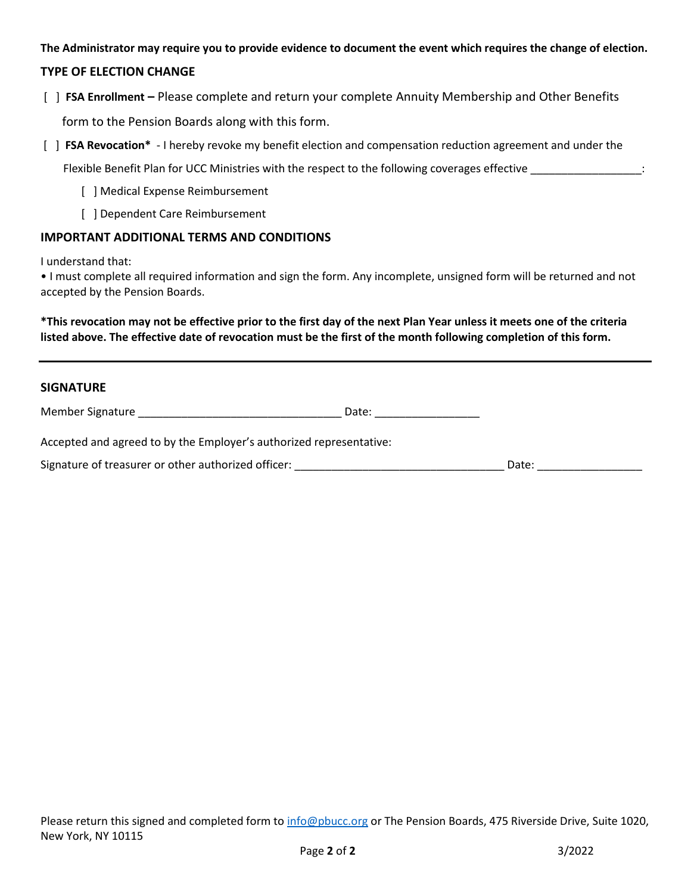**The Administrator may require you to provide evidence to document the event which requires the change of election.**

## TYPE OF ELECTION CHANGE

[ ] **FSA Enrollment –** Please complete and return your complete Annuity Membership and Other Benefits form to the Pension Boards along with this form.

[ ] **FSA Revocation*** - I hereby revoke my benefit election and compensation reduction agreement and under the Flexible Benefit Plan for UCC Ministries with the respect to the following coverages effective __________________:

[ ] Medical Expense Reimbursement

[ ] Dependent Care Reimbursement

## IMPORTANT ADDITIONAL TERMS AND CONDITIONS

I understand that:

- I must complete all required information and sign the form. Any incomplete, unsigned form will be returned and not accepted by the Pension Boards.

***This revocation may not be effective prior to the first day of the next Plan Year unless it meets one of the criteria listed above. The effective date of revocation must be the first of the month following completion of this form.**

---

## SIGNATURE

Member Signature _________________________________ Date: _________________

Accepted and agreed to by the Employer's authorized representative:

Signature of treasurer or other authorized officer: _________________________________ Date: _________________

Please return this signed and completed form to info@pbucc.org or The Pension Boards, 475 Riverside Drive, Suite 1020, New York, NY 10115

3/2022